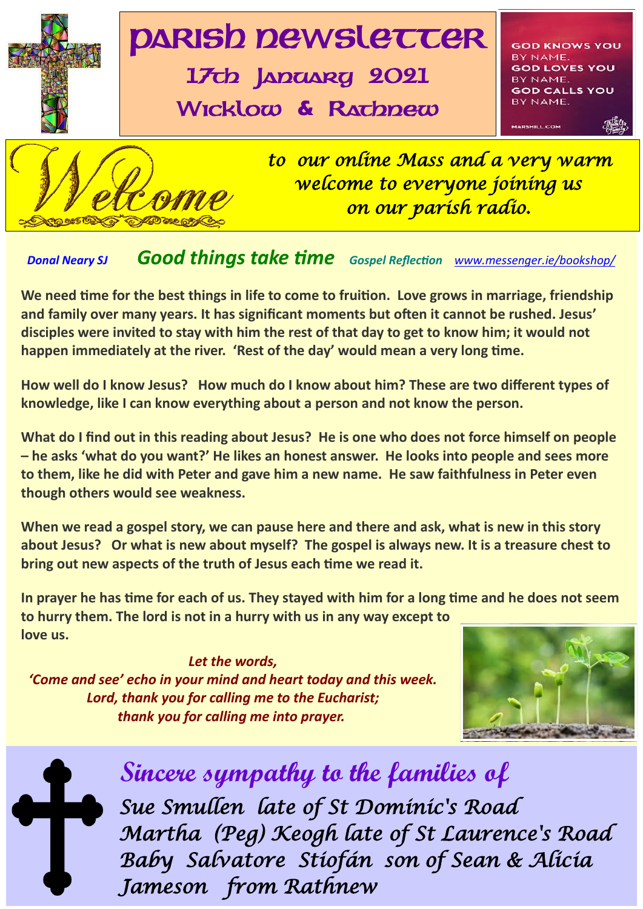# Parish Newsletter

## 17th January 2021

## Wicklow & Rathnew

GOD KNOWS YOU BY NAME.
GOD LOVES YOU BY NAME.
GOD CALLS YOU BY NAME.

MARSHILL.COM

**Welcome** *to our online Mass and a very warm welcome to everyone joining us on our parish radio.*

***Donal Neary SJ*** **Good things take time** ***Gospel Reflection*** www.messenger.ie/bookshop/

**We need time for the best things in life to come to fruition. Love grows in marriage, friendship and family over many years. It has significant moments but often it cannot be rushed. Jesus' disciples were invited to stay with him the rest of that day to get to know him; it would not happen immediately at the river. 'Rest of the day' would mean a very long time.**

**How well do I know Jesus? How much do I know about him? These are two different types of knowledge, like I can know everything about a person and not know the person.**

**What do I find out in this reading about Jesus? He is one who does not force himself on people – he asks 'what do you want?' He likes an honest answer. He looks into people and sees more to them, like he did with Peter and gave him a new name. He saw faithfulness in Peter even though others would see weakness.**

**When we read a gospel story, we can pause here and there and ask, what is new in this story about Jesus? Or what is new about myself? The gospel is always new. It is a treasure chest to bring out new aspects of the truth of Jesus each time we read it.**

**In prayer he has time for each of us. They stayed with him for a long time and he does not seem to hurry them. The lord is not in a hurry with us in any way except to love us.**

***Let the words,***
***'Come and see' echo in your mind and heart today and this week.***
***Lord, thank you for calling me to the Eucharist;***
***thank you for calling me into prayer.***

## *Sincere sympathy to the families of*

*Sue Smullen late of St Dominic's Road*
*Martha (Peg) Keogh late of St Laurence's Road*
*Baby Salvatore Stiofán son of Sean & Alicia Jameson from Rathnew*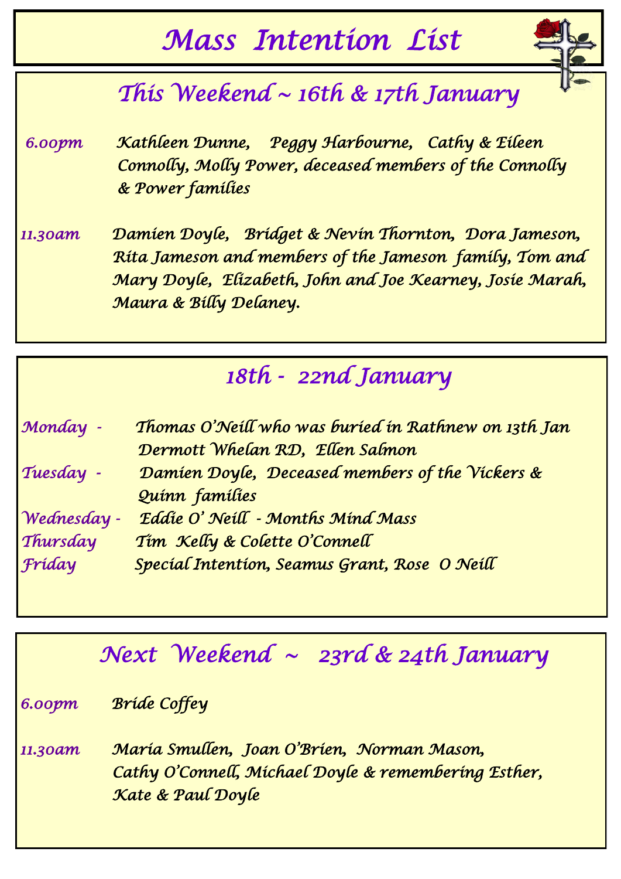# Mass Intention List

## This Weekend ~ 16th & 17th January

**6.00pm** Kathleen Dunne, Peggy Harbourne, Cathy & Eileen Connolly, Molly Power, deceased members of the Connolly & Power families

**11.30am** Damien Doyle, Bridget & Nevin Thornton, Dora Jameson, Rita Jameson and members of the Jameson family, Tom and Mary Doyle, Elizabeth, John and Joe Kearney, Josie Marah, Maura & Billy Delaney.

## 18th - 22nd January

**Monday -** Thomas O'Neill who was buried in Rathnew on 13th Jan Dermott Whelan RD, Ellen Salmon

**Tuesday -** Damien Doyle, Deceased members of the Vickers & Quinn families

**Wednesday -** Eddie O' Neill - Months Mind Mass

**Thursday** Tim Kelly & Colette O'Connell

**Friday** Special Intention, Seamus Grant, Rose O Neill

## Next Weekend ~ 23rd & 24th January

**6.00pm** Bride Coffey

**11.30am** Maria Smullen, Joan O'Brien, Norman Mason, Cathy O'Connell, Michael Doyle & remembering Esther, Kate & Paul Doyle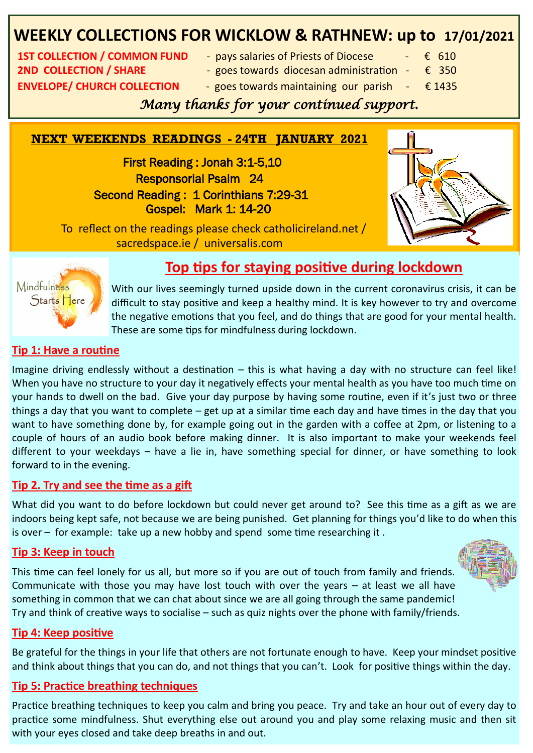# WEEKLY COLLECTIONS FOR WICKLOW & RATHNEW: up to 17/01/2021

| | | |
|---|---|---|
| **1ST COLLECTION / COMMON FUND** | - pays salaries of Priests of Diocese | - € 610 |
| **2ND COLLECTION / SHARE** | - goes towards diocesan administration | - € 350 |
| **ENVELOPE/ CHURCH COLLECTION** | - goes towards maintaining our parish | - € 1435 |

*Many thanks for your continued support.*

## NEXT WEEKENDS READINGS - 24TH JANUARY 2021

First Reading : Jonah 3:1-5,10
Responsorial Psalm 24
Second Reading : 1 Corinthians 7:29-31
Gospel: Mark 1: 14-20

To reflect on the readings please check catholicireland.net / sacredspace.ie / universalis.com

## Top tips for staying positive during lockdown

With our lives seemingly turned upside down in the current coronavirus crisis, it can be difficult to stay positive and keep a healthy mind. It is key however to try and overcome the negative emotions that you feel, and do things that are good for your mental health. These are some tips for mindfulness during lockdown.

### Tip 1: Have a routine

Imagine driving endlessly without a destination – this is what having a day with no structure can feel like! When you have no structure to your day it negatively effects your mental health as you have too much time on your hands to dwell on the bad. Give your day purpose by having some routine, even if it's just two or three things a day that you want to complete – get up at a similar time each day and have times in the day that you want to have something done by, for example going out in the garden with a coffee at 2pm, or listening to a couple of hours of an audio book before making dinner. It is also important to make your weekends feel different to your weekdays – have a lie in, have something special for dinner, or have something to look forward to in the evening.

### Tip 2. Try and see the time as a gift

What did you want to do before lockdown but could never get around to? See this time as a gift as we are indoors being kept safe, not because we are being punished. Get planning for things you'd like to do when this is over – for example: take up a new hobby and spend some time researching it .

### Tip 3: Keep in touch

This time can feel lonely for us all, but more so if you are out of touch from family and friends. Communicate with those you may have lost touch with over the years – at least we all have something in common that we can chat about since we are all going through the same pandemic! Try and think of creative ways to socialise – such as quiz nights over the phone with family/friends.

### Tip 4: Keep positive

Be grateful for the things in your life that others are not fortunate enough to have. Keep your mindset positive and think about things that you can do, and not things that you can't. Look for positive things within the day.

### Tip 5: Practice breathing techniques

Practice breathing techniques to keep you calm and bring you peace. Try and take an hour out of every day to practice some mindfulness. Shut everything else out around you and play some relaxing music and then sit with your eyes closed and take deep breaths in and out.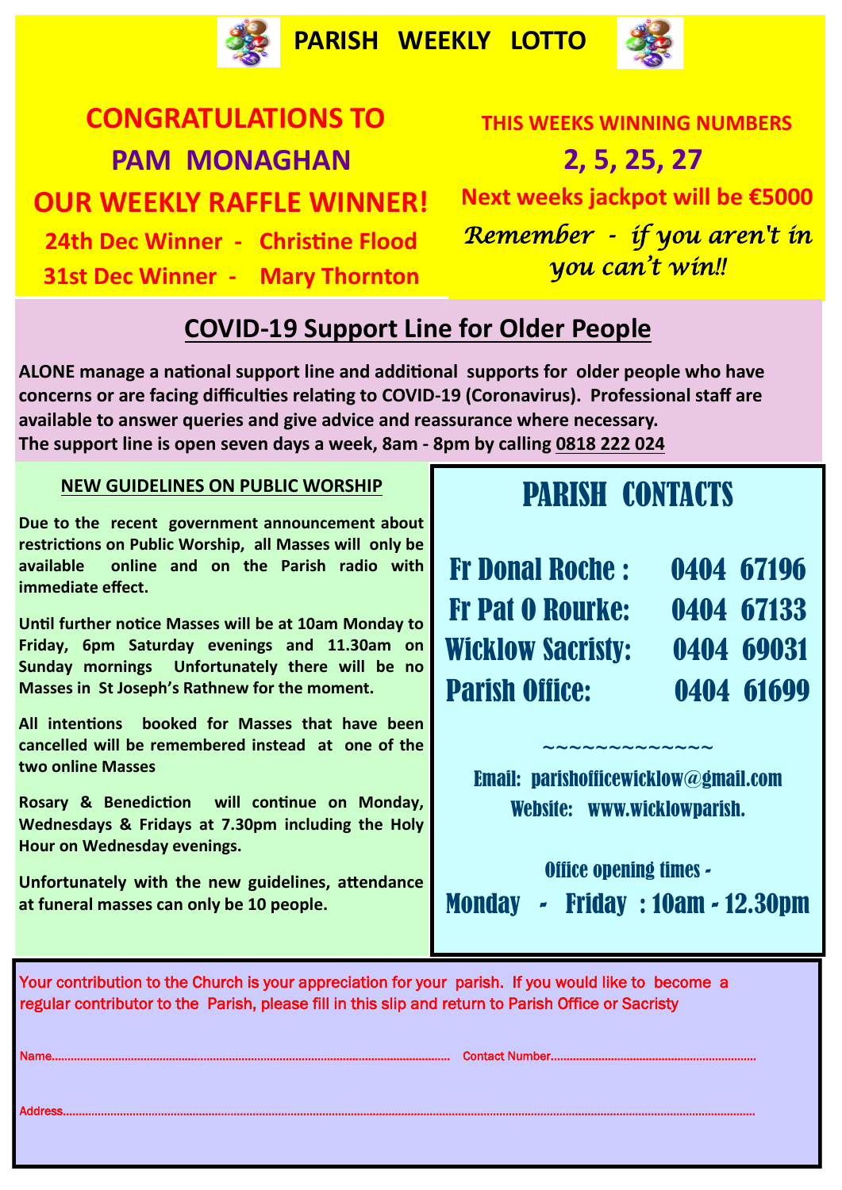# PARISH WEEKLY LOTTO

**CONGRATULATIONS TO**

**PAM MONAGHAN**

**OUR WEEKLY RAFFLE WINNER!**

**24th Dec Winner - Christine Flood**

**31st Dec Winner - Mary Thornton**

**THIS WEEKS WINNING NUMBERS**

**2, 5, 25, 27**

**Next weeks jackpot will be €5000**

*Remember - if you aren't in you can't win!!*

## COVID-19 Support Line for Older People

**ALONE manage a national support line and additional supports for older people who have concerns or are facing difficulties relating to COVID-19 (Coronavirus). Professional staff are available to answer queries and give advice and reassurance where necessary. The support line is open seven days a week, 8am - 8pm by calling 0818 222 024**

### NEW GUIDELINES ON PUBLIC WORSHIP

**Due to the recent government announcement about restrictions on Public Worship, all Masses will only be available online and on the Parish radio with immediate effect.**

**Until further notice Masses will be at 10am Monday to Friday, 6pm Saturday evenings and 11.30am on Sunday mornings Unfortunately there will be no Masses in St Joseph's Rathnew for the moment.**

**All intentions booked for Masses that have been cancelled will be remembered instead at one of the two online Masses**

**Rosary & Benediction will continue on Monday, Wednesdays & Fridays at 7.30pm including the Holy Hour on Wednesday evenings.**

**Unfortunately with the new guidelines, attendance at funeral masses can only be 10 people.**

## PARISH CONTACTS

Fr Donal Roche : 0404 67196

Fr Pat O Rourke: 0404 67133

Wicklow Sacristy: 0404 69031

Parish Office: 0404 61699

~~~~~~~~~~~~~

Email: parishofficewicklow@gmail.com

Website: www.wicklowparish.

Office opening times -

Monday - Friday : 10am - 12.30pm

Your contribution to the Church is your appreciation for your parish. If you would like to become a regular contributor to the Parish, please fill in this slip and return to Parish Office or Sacristy

Name.......................................................................................................... Contact Number...............................................................

Address..........................................................................................................................................................................................................